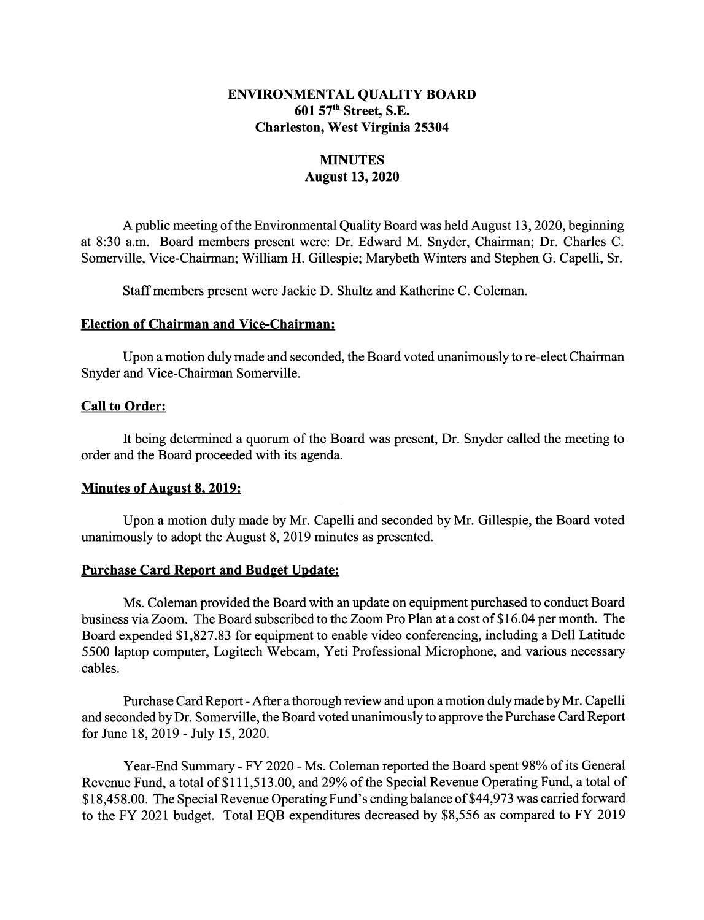# ENVIRONMENTAL QUALITY BOARD
## 601 57th Street, S.E.
## Charleston, West Virginia 25304

## MINUTES
## August 13, 2020

A public meeting of the Environmental Quality Board was held August 13, 2020, beginning at 8:30 a.m. Board members present were: Dr. Edward M. Snyder, Chairman; Dr. Charles C. Somerville, Vice-Chairman; William H. Gillespie; Marybeth Winters and Stephen G. Capelli, Sr.

Staff members present were Jackie D. Shultz and Katherine C. Coleman.

**Election of Chairman and Vice-Chairman:**

Upon a motion duly made and seconded, the Board voted unanimously to re-elect Chairman Snyder and Vice-Chairman Somerville.

**Call to Order:**

It being determined a quorum of the Board was present, Dr. Snyder called the meeting to order and the Board proceeded with its agenda.

**Minutes of August 8, 2019:**

Upon a motion duly made by Mr. Capelli and seconded by Mr. Gillespie, the Board voted unanimously to adopt the August 8, 2019 minutes as presented.

**Purchase Card Report and Budget Update:**

Ms. Coleman provided the Board with an update on equipment purchased to conduct Board business via Zoom. The Board subscribed to the Zoom Pro Plan at a cost of $16.04 per month. The Board expended $1,827.83 for equipment to enable video conferencing, including a Dell Latitude 5500 laptop computer, Logitech Webcam, Yeti Professional Microphone, and various necessary cables.

Purchase Card Report - After a thorough review and upon a motion duly made by Mr. Capelli and seconded by Dr. Somerville, the Board voted unanimously to approve the Purchase Card Report for June 18, 2019 - July 15, 2020.

Year-End Summary - FY 2020 - Ms. Coleman reported the Board spent 98% of its General Revenue Fund, a total of $111,513.00, and 29% of the Special Revenue Operating Fund, a total of $18,458.00. The Special Revenue Operating Fund's ending balance of $44,973 was carried forward to the FY 2021 budget. Total EQB expenditures decreased by $8,556 as compared to FY 2019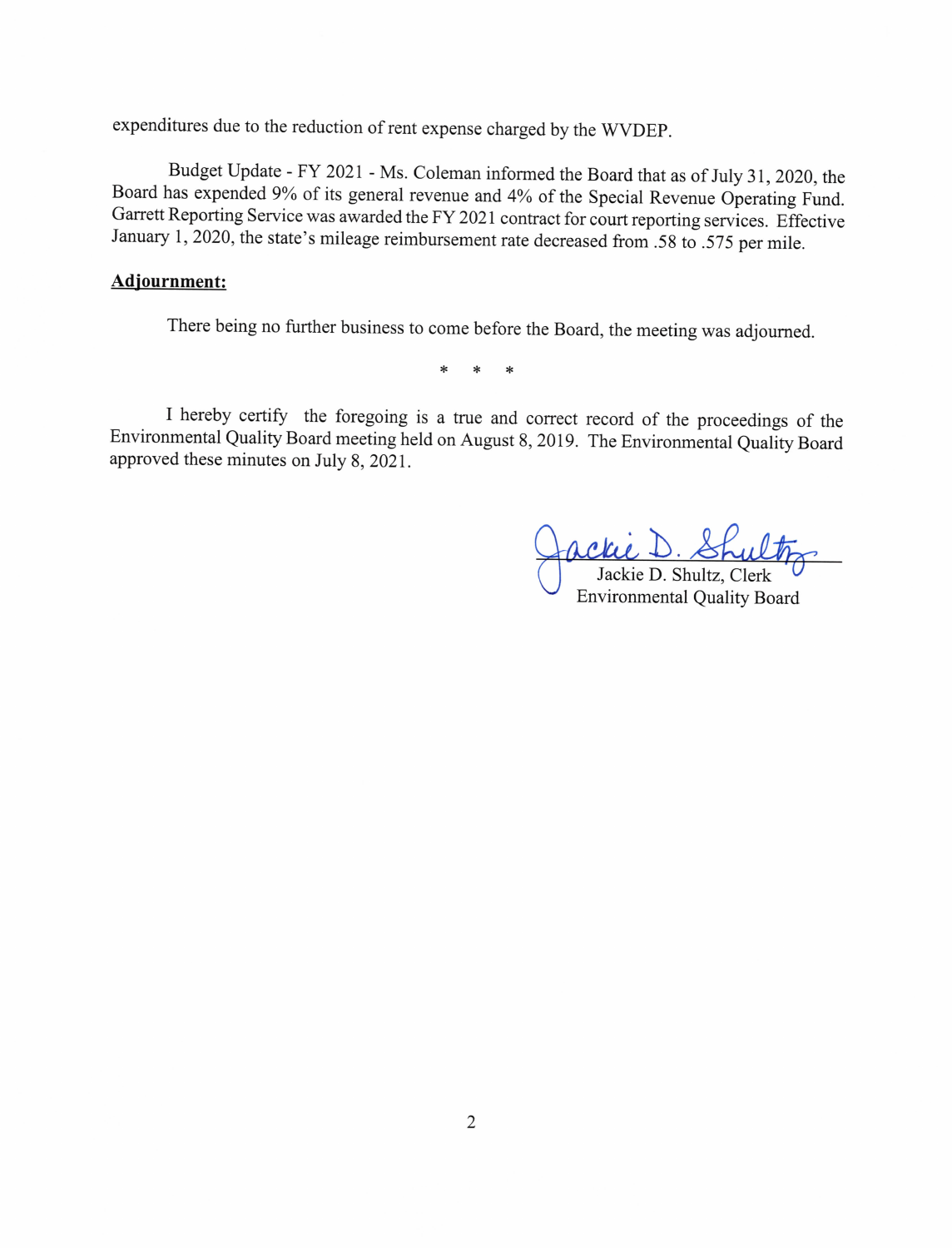expenditures due to the reduction of rent expense charged by the WVDEP.

Budget Update - FY 2021 - Ms. Coleman informed the Board that as of July 31, 2020, the Board has expended 9% of its general revenue and 4% of the Special Revenue Operating Fund. Garrett Reporting Service was awarded the FY 2021 contract for court reporting services. Effective January 1, 2020, the state's mileage reimbursement rate decreased from .58 to .575 per mile.

**Adjournment:**

There being no further business to come before the Board, the meeting was adjourned.

\* \* \*

I hereby certify the foregoing is a true and correct record of the proceedings of the Environmental Quality Board meeting held on August 8, 2019. The Environmental Quality Board approved these minutes on July 8, 2021.

Jackie D. Shultz

Jackie D. Shultz, Clerk
Environmental Quality Board